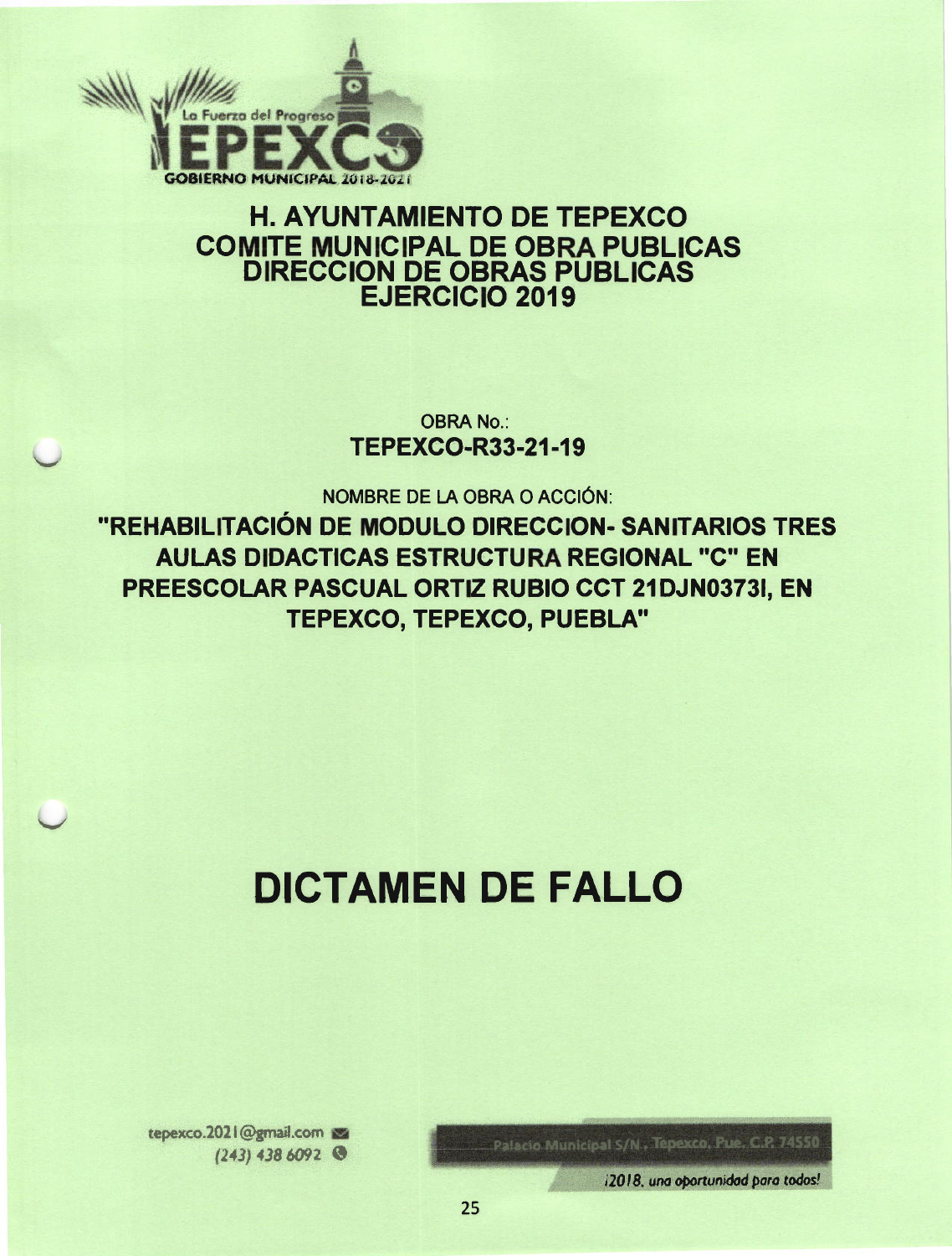La Fuerza del Progreso

TEPEXCO

GOBIERNO MUNICIPAL 2018-2021

# H. AYUNTAMIENTO DE TEPEXCO
## COMITE MUNICIPAL DE OBRA PUBLICAS
## DIRECCION DE OBRAS PUBLICAS
## EJERCICIO 2019

OBRA No.:

**TEPEXCO-R33-21-19**

NOMBRE DE LA OBRA O ACCIÓN:

**"REHABILITACIÓN DE MODULO DIRECCION- SANITARIOS TRES AULAS DIDACTICAS ESTRUCTURA REGIONAL "C" EN PREESCOLAR PASCUAL ORTIZ RUBIO CCT 21DJN0373I, EN TEPEXCO, TEPEXCO, PUEBLA"**

# DICTAMEN DE FALLO

tepexco.2021@gmail.com

(243) 438 6092

Palacio Municipal S/N , Tepexco, Pue. C.P. 74550

*¡2018, una oportunidad para todos!*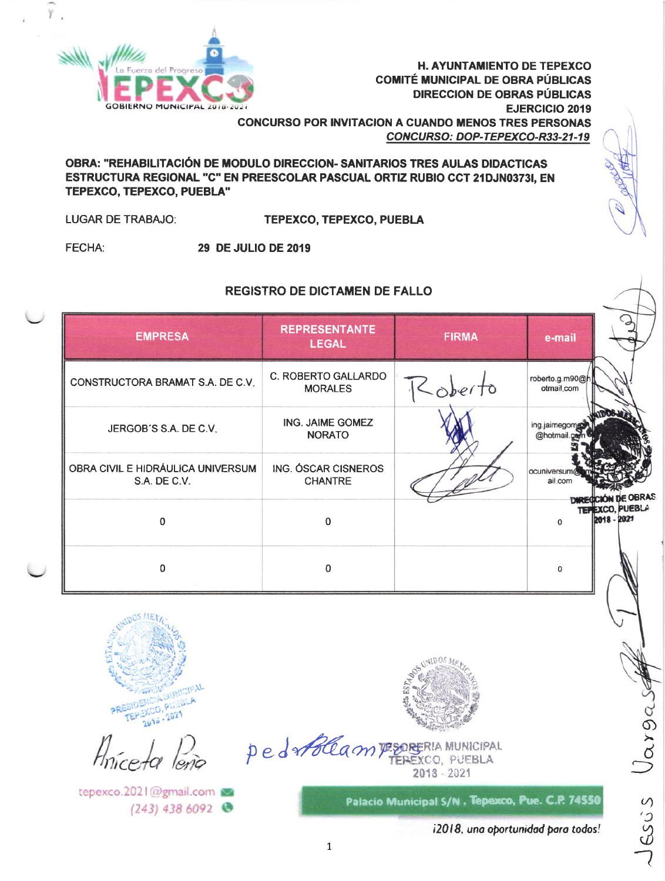**H. AYUNTAMIENTO DE TEPEXCO**
**COMITÉ MUNICIPAL DE OBRA PÚBLICAS**
**DIRECCION DE OBRAS PÚBLICAS**
**EJERCICIO 2019**
**CONCURSO POR INVITACION A CUANDO MENOS TRES PERSONAS**
***CONCURSO: DOP-TEPEXCO-R33-21-19***

**OBRA: "REHABILITACIÓN DE MODULO DIRECCION- SANITARIOS TRES AULAS DIDACTICAS ESTRUCTURA REGIONAL "C" EN PREESCOLAR PASCUAL ORTIZ RUBIO CCT 21DJN0373I, EN TEPEXCO, TEPEXCO, PUEBLA"**

LUGAR DE TRABAJO: **TEPEXCO, TEPEXCO, PUEBLA**

FECHA: **29 DE JULIO DE 2019**

## REGISTRO DE DICTAMEN DE FALLO

| EMPRESA | REPRESENTANTE LEGAL | FIRMA | e-mail |
|---|---|---|---|
| CONSTRUCTORA BRAMAT S.A. DE C.V. | C. ROBERTO GALLARDO MORALES | Roberto | roberto.g.m90@hotmail.com |
| JERGOB´S S.A. DE C.V. | ING. JAIME GOMEZ NORATO | | ing.jaimegomez@hotmail.com |
| OBRA CIVIL E HIDRÁULICA UNIVERSUM S.A. DE C.V. | ING. ÓSCAR CISNEROS CHANTRE | | ocuniversum@gmail.com |
| 0 | 0 | | 0 |
| 0 | 0 | | 0 |

PRESIDENCIA MUNICIPAL TEPEXCO, PUEBLA 2018 - 2021

Aniceta Peña

TESORERIA MUNICIPAL TEPEXCO, PUEBLA 2018 - 2021

DIRECCIÓN DE OBRAS TEPEXCO, PUEBLA 2018 - 2021

Jesús Vargas

tepexco.2021@gmail.com
(243) 438 6092

Palacio Municipal S/N , Tepexco, Pue. C.P. 74550

*¡2018, una oportunidad para todos!*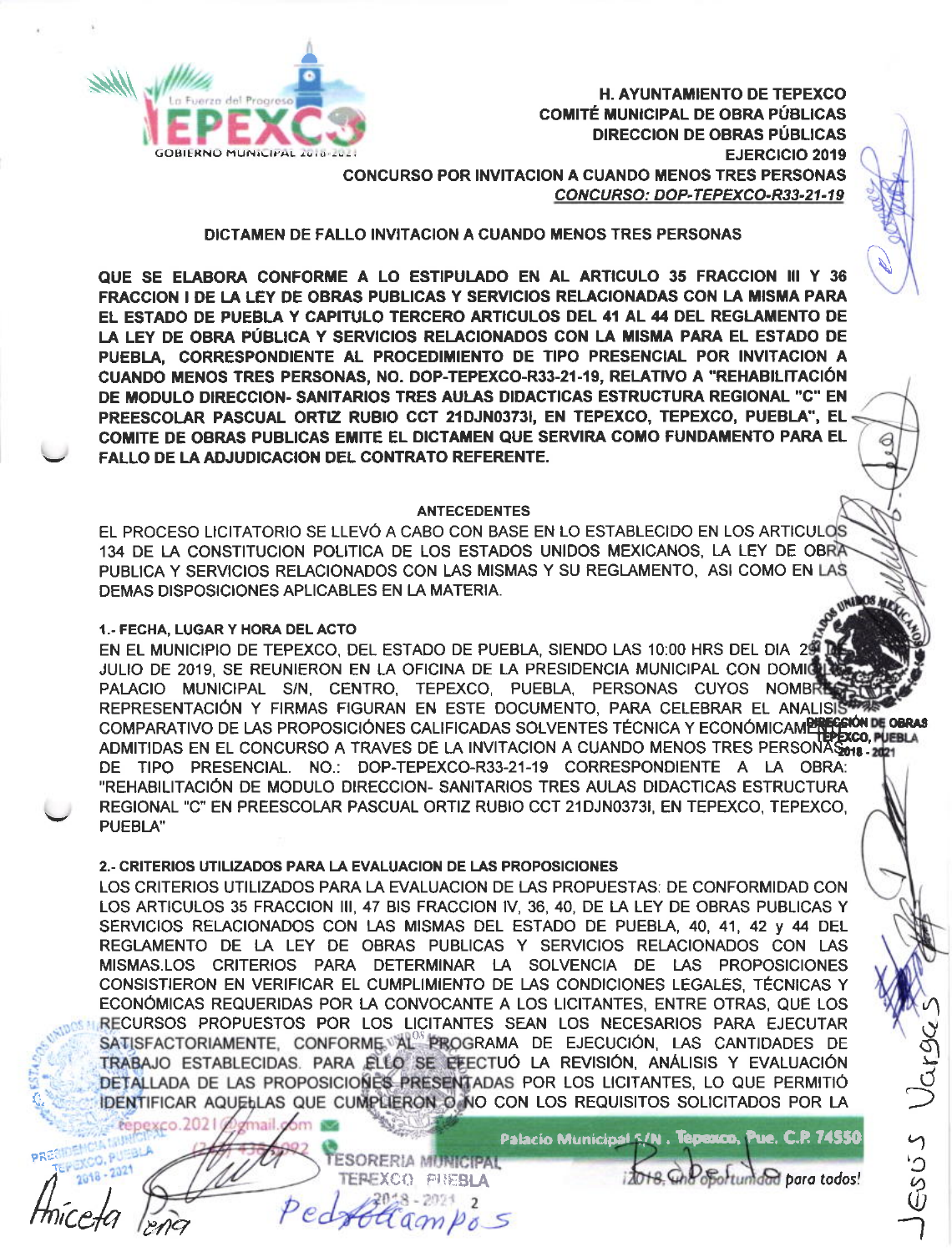**H. AYUNTAMIENTO DE TEPEXCO**
**COMITÉ MUNICIPAL DE OBRA PÚBLICAS**
**DIRECCION DE OBRAS PÚBLICAS**
**EJERCICIO 2019**
**CONCURSO POR INVITACION A CUANDO MENOS TRES PERSONAS**
***CONCURSO: DOP-TEPEXCO-R33-21-19***

## DICTAMEN DE FALLO INVITACION A CUANDO MENOS TRES PERSONAS

**QUE SE ELABORA CONFORME A LO ESTIPULADO EN AL ARTICULO 35 FRACCION III Y 36 FRACCION I DE LA LEY DE OBRAS PUBLICAS Y SERVICIOS RELACIONADAS CON LA MISMA PARA EL ESTADO DE PUEBLA Y CAPITULO TERCERO ARTICULOS DEL 41 AL 44 DEL REGLAMENTO DE LA LEY DE OBRA PÚBLICA Y SERVICIOS RELACIONADOS CON LA MISMA PARA EL ESTADO DE PUEBLA, CORRESPONDIENTE AL PROCEDIMIENTO DE TIPO PRESENCIAL POR INVITACION A CUANDO MENOS TRES PERSONAS, NO. DOP-TEPEXCO-R33-21-19, RELATIVO A "REHABILITACIÓN DE MODULO DIRECCION- SANITARIOS TRES AULAS DIDACTICAS ESTRUCTURA REGIONAL "C" EN PREESCOLAR PASCUAL ORTIZ RUBIO CCT 21DJN0373I, EN TEPEXCO, TEPEXCO, PUEBLA", EL COMITE DE OBRAS PUBLICAS EMITE EL DICTAMEN QUE SERVIRA COMO FUNDAMENTO PARA EL FALLO DE LA ADJUDICACION DEL CONTRATO REFERENTE.**

### ANTECEDENTES

EL PROCESO LICITATORIO SE LLEVÓ A CABO CON BASE EN LO ESTABLECIDO EN LOS ARTICULOS 134 DE LA CONSTITUCION POLITICA DE LOS ESTADOS UNIDOS MEXICANOS, LA LEY DE OBRA PUBLICA Y SERVICIOS RELACIONADOS CON LAS MISMAS Y SU REGLAMENTO, ASI COMO EN LAS DEMAS DISPOSICIONES APLICABLES EN LA MATERIA.

#### 1.- FECHA, LUGAR Y HORA DEL ACTO

EN EL MUNICIPIO DE TEPEXCO, DEL ESTADO DE PUEBLA, SIENDO LAS 10:00 HRS DEL DIA 29 DE JULIO DE 2019, SE REUNIERON EN LA OFICINA DE LA PRESIDENCIA MUNICIPAL CON DOMICILIO EN PALACIO MUNICIPAL S/N, CENTRO, TEPEXCO, PUEBLA, PERSONAS CUYOS NOMBRES, REPRESENTACIÓN Y FIRMAS FIGURAN EN ESTE DOCUMENTO, PARA CELEBRAR EL ANALISIS COMPARATIVO DE LAS PROPOSICIÓNES CALIFICADAS SOLVENTES TÉCNICA Y ECONÓMICAMENTE ADMITIDAS EN EL CONCURSO A TRAVES DE LA INVITACION A CUANDO MENOS TRES PERSONAS DE TIPO PRESENCIAL. NO.: DOP-TEPEXCO-R33-21-19 CORRESPONDIENTE A LA OBRA: "REHABILITACIÓN DE MODULO DIRECCION- SANITARIOS TRES AULAS DIDACTICAS ESTRUCTURA REGIONAL "C" EN PREESCOLAR PASCUAL ORTIZ RUBIO CCT 21DJN0373I, EN TEPEXCO, TEPEXCO, PUEBLA"

#### 2.- CRITERIOS UTILIZADOS PARA LA EVALUACION DE LAS PROPOSICIONES

LOS CRITERIOS UTILIZADOS PARA LA EVALUACION DE LAS PROPUESTAS: DE CONFORMIDAD CON LOS ARTICULOS 35 FRACCION III, 47 BIS FRACCION IV, 36, 40, DE LA LEY DE OBRAS PUBLICAS Y SERVICIOS RELACIONADOS CON LAS MISMAS DEL ESTADO DE PUEBLA, 40, 41, 42 y 44 DEL REGLAMENTO DE LA LEY DE OBRAS PUBLICAS Y SERVICIOS RELACIONADOS CON LAS MISMAS.LOS CRITERIOS PARA DETERMINAR LA SOLVENCIA DE LAS PROPOSICIONES CONSISTIERON EN VERIFICAR EL CUMPLIMIENTO DE LAS CONDICIONES LEGALES, TÉCNICAS Y ECONÓMICAS REQUERIDAS POR LA CONVOCANTE A LOS LICITANTES, ENTRE OTRAS, QUE LOS RECURSOS PROPUESTOS POR LOS LICITANTES SEAN LOS NECESARIOS PARA EJECUTAR SATISFACTORIAMENTE, CONFORME AL PROGRAMA DE EJECUCIÓN, LAS CANTIDADES DE TRABAJO ESTABLECIDAS. PARA ELLO SE EFECTUÓ LA REVISIÓN, ANÁLISIS Y EVALUACIÓN DETALLADA DE LAS PROPOSICIONES PRESENTADAS POR LOS LICITANTES, LO QUE PERMITIÓ IDENTIFICAR AQUELLAS QUE CUMPLIERON O NO CON LOS REQUISITOS SOLICITADOS POR LA

tepexco.2021@gmail.com Palacio Municipal S/N . Tepexco, Pue. C.P. 74550

¡2018, una oportunidad para todos!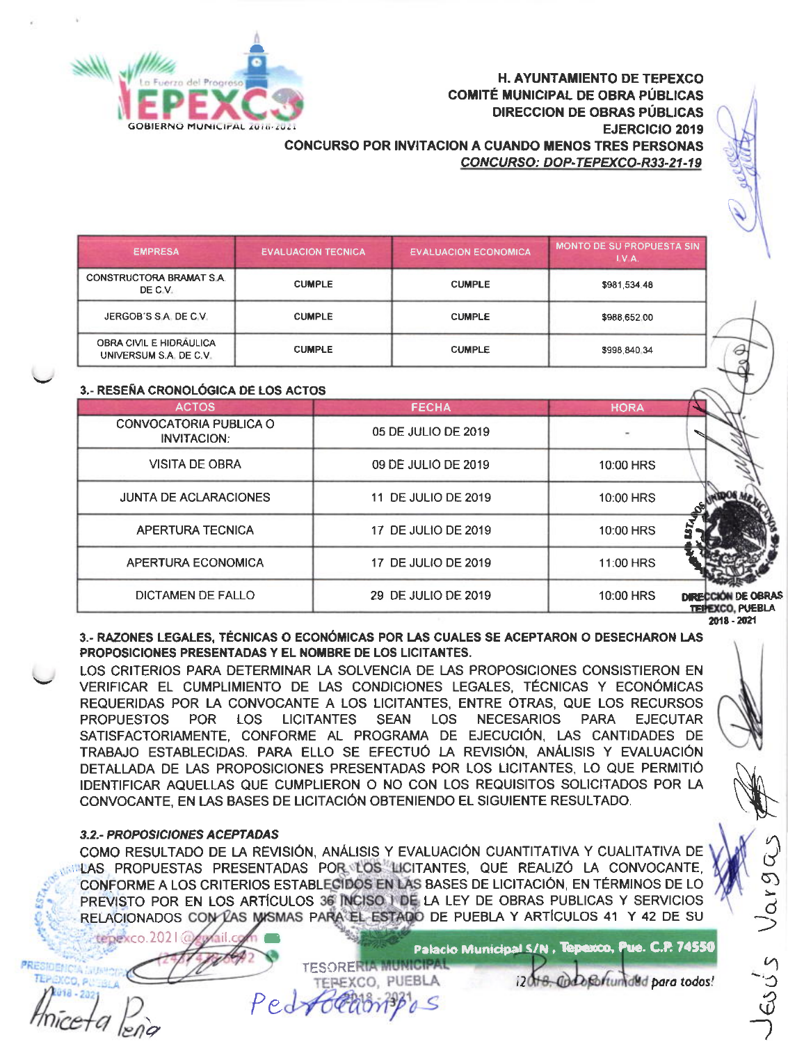**H. AYUNTAMIENTO DE TEPEXCO**
**COMITÉ MUNICIPAL DE OBRA PÚBLICAS**
**DIRECCION DE OBRAS PÚBLICAS**
**EJERCICIO 2019**
**CONCURSO POR INVITACION A CUANDO MENOS TRES PERSONAS**
***CONCURSO: DOP-TEPEXCO-R33-21-19***

| EMPRESA | EVALUACION TECNICA | EVALUACION ECONOMICA | MONTO DE SU PROPUESTA SIN I.V.A. |
|---|---|---|---|
| CONSTRUCTORA BRAMAT S.A. DE C.V. | CUMPLE | CUMPLE | $981,534.48 |
| JERGOB'S S.A. DE C.V. | CUMPLE | CUMPLE | $988,652.00 |
| OBRA CIVIL E HIDRÁULICA UNIVERSUM S.A. DE C.V. | CUMPLE | CUMPLE | $998,840.34 |

### 3.- RESEÑA CRONOLÓGICA DE LOS ACTOS

| ACTOS | FECHA | HORA |
|---|---|---|
| CONVOCATORIA PUBLICA O INVITACION: | 05 DE JULIO DE 2019 | - |
| VISITA DE OBRA | 09 DE JULIO DE 2019 | 10:00 HRS |
| JUNTA DE ACLARACIONES | 11 DE JULIO DE 2019 | 10:00 HRS |
| APERTURA TECNICA | 17 DE JULIO DE 2019 | 10:00 HRS |
| APERTURA ECONOMICA | 17 DE JULIO DE 2019 | 11:00 HRS |
| DICTAMEN DE FALLO | 29 DE JULIO DE 2019 | 10:00 HRS |

### 3.- RAZONES LEGALES, TÉCNICAS O ECONÓMICAS POR LAS CUALES SE ACEPTARON O DESECHARON LAS PROPOSICIONES PRESENTADAS Y EL NOMBRE DE LOS LICITANTES.

LOS CRITERIOS PARA DETERMINAR LA SOLVENCIA DE LAS PROPOSICIONES CONSISTIERON EN VERIFICAR EL CUMPLIMIENTO DE LAS CONDICIONES LEGALES, TÉCNICAS Y ECONÓMICAS REQUERIDAS POR LA CONVOCANTE A LOS LICITANTES, ENTRE OTRAS, QUE LOS RECURSOS PROPUESTOS POR LOS LICITANTES SEAN LOS NECESARIOS PARA EJECUTAR SATISFACTORIAMENTE, CONFORME AL PROGRAMA DE EJECUCIÓN, LAS CANTIDADES DE TRABAJO ESTABLECIDAS. PARA ELLO SE EFECTUÓ LA REVISIÓN, ANÁLISIS Y EVALUACIÓN DETALLADA DE LAS PROPOSICIONES PRESENTADAS POR LOS LICITANTES, LO QUE PERMITIÓ IDENTIFICAR AQUELLAS QUE CUMPLIERON O NO CON LOS REQUISITOS SOLICITADOS POR LA CONVOCANTE, EN LAS BASES DE LICITACIÓN OBTENIENDO EL SIGUIENTE RESULTADO.

#### *3.2.- PROPOSICIONES ACEPTADAS*

COMO RESULTADO DE LA REVISIÓN, ANÁLISIS Y EVALUACIÓN CUANTITATIVA Y CUALITATIVA DE LAS PROPUESTAS PRESENTADAS POR LOS LICITANTES, QUE REALIZÓ LA CONVOCANTE, CONFORME A LOS CRITERIOS ESTABLECIDOS EN LAS BASES DE LICITACIÓN, EN TÉRMINOS DE LO PREVISTO POR EN LOS ARTÍCULOS 36 INCISO I DE LA LEY DE OBRAS PUBLICAS Y SERVICIOS RELACIONADOS CON LAS MISMAS PARA EL ESTADO DE PUEBLA Y ARTÍCULOS 41 Y 42 DE SU

tepexco.2021@gmail.com
Palacio Municipal S/N, Tepexco, Pue. C.P. 74550
¡2018, Una oportunidad para todos!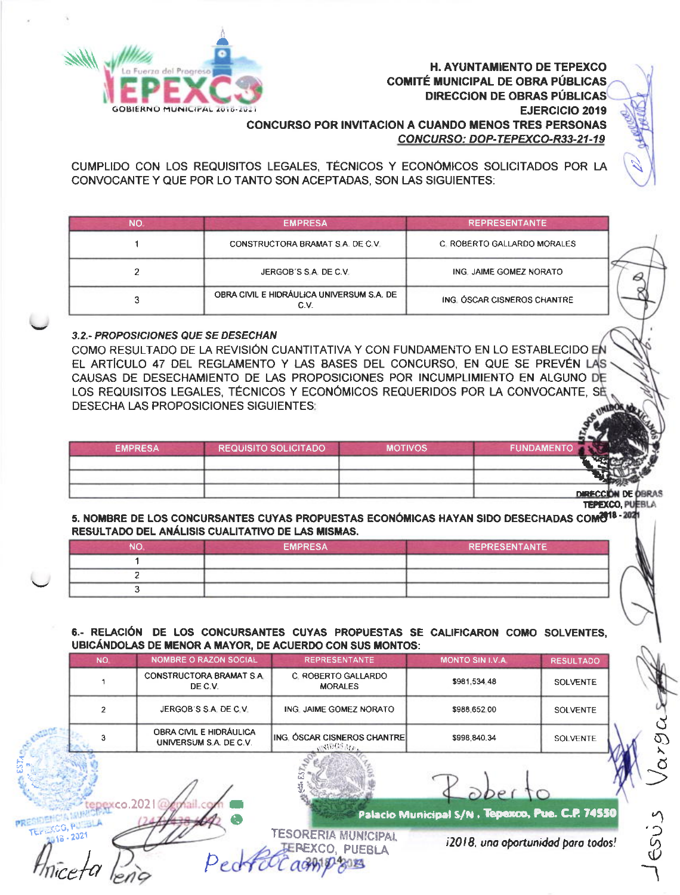**H. AYUNTAMIENTO DE TEPEXCO**
**COMITÉ MUNICIPAL DE OBRA PÚBLICAS**
**DIRECCION DE OBRAS PÚBLICAS**
**EJERCICIO 2019**
**CONCURSO POR INVITACION A CUANDO MENOS TRES PERSONAS**
***CONCURSO: DOP-TEPEXCO-R33-21-19***

CUMPLIDO CON LOS REQUISITOS LEGALES, TÉCNICOS Y ECONÓMICOS SOLICITADOS POR LA CONVOCANTE Y QUE POR LO TANTO SON ACEPTADAS, SON LAS SIGUIENTES:

| NO. | EMPRESA | REPRESENTANTE |
|---|---|---|
| 1 | CONSTRUCTORA BRAMAT S.A. DE C.V. | C. ROBERTO GALLARDO MORALES |
| 2 | JERGOB´S S.A. DE C.V. | ING. JAIME GOMEZ NORATO |
| 3 | OBRA CIVIL E HIDRÁULICA UNIVERSUM S.A. DE C.V. | ING. ÓSCAR CISNEROS CHANTRE |

***3.2.- PROPOSICIONES QUE SE DESECHAN***

COMO RESULTADO DE LA REVISIÓN CUANTITATIVA Y CON FUNDAMENTO EN LO ESTABLECIDO EN EL ARTÍCULO 47 DEL REGLAMENTO Y LAS BASES DEL CONCURSO, EN QUE SE PREVÉN LAS CAUSAS DE DESECHAMIENTO DE LAS PROPOSICIONES POR INCUMPLIMIENTO EN ALGUNO DE LOS REQUISITOS LEGALES, TÉCNICOS Y ECONÓMICOS REQUERIDOS POR LA CONVOCANTE, SE DESECHA LAS PROPOSICIONES SIGUIENTES:

| EMPRESA | REQUISITO SOLICITADO | MOTIVOS | FUNDAMENTO |
|---|---|---|---|
| | | | |
| | | | |
| | | | |

**5. NOMBRE DE LOS CONCURSANTES CUYAS PROPUESTAS ECONÓMICAS HAYAN SIDO DESECHADAS COMO RESULTADO DEL ANÁLISIS CUALITATIVO DE LAS MISMAS.**

| NO. | EMPRESA | REPRESENTANTE |
|---|---|---|
| 1 | | |
| 2 | | |
| 3 | | |

**6.- RELACIÓN DE LOS CONCURSANTES CUYAS PROPUESTAS SE CALIFICARON COMO SOLVENTES, UBICÁNDOLAS DE MENOR A MAYOR, DE ACUERDO CON SUS MONTOS:**

| NO. | NOMBRE O RAZON SOCIAL | REPRESENTANTE | MONTO SIN I.V.A. | RESULTADO |
|---|---|---|---|---|
| 1 | CONSTRUCTORA BRAMAT S.A. DE C.V. | C. ROBERTO GALLARDO MORALES | $981,534.48 | SOLVENTE |
| 2 | JERGOB´S S.A. DE C.V. | ING. JAIME GOMEZ NORATO | $988,652.00 | SOLVENTE |
| 3 | OBRA CIVIL E HIDRÁULICA UNIVERSUM S.A. DE C.V. | ING. ÓSCAR CISNEROS CHANTRE | $998,840.34 | SOLVENTE |

Palacio Municipal S/N , Tepexco, Pue. C.P. 74530

tepexco.2021@gmail.com

¡2018, una oportunidad para todos!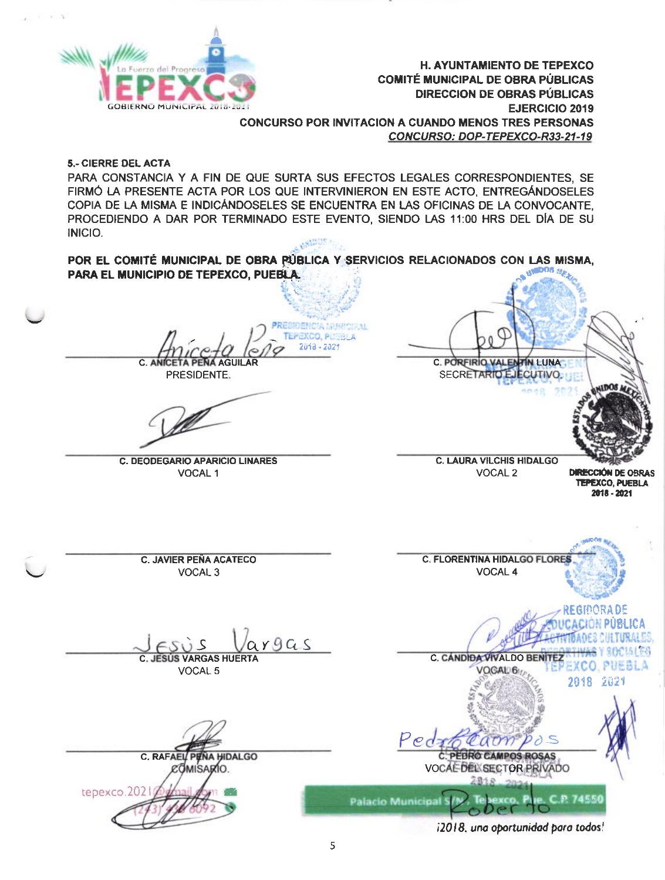**H. AYUNTAMIENTO DE TEPEXCO**
**COMITÉ MUNICIPAL DE OBRA PÚBLICAS**
**DIRECCION DE OBRAS PÚBLICAS**
**EJERCICIO 2019**
**CONCURSO POR INVITACION A CUANDO MENOS TRES PERSONAS**
***CONCURSO: DOP-TEPEXCO-R33-21-19***

**5.- CIERRE DEL ACTA**

PARA CONSTANCIA Y A FIN DE QUE SURTA SUS EFECTOS LEGALES CORRESPONDIENTES, SE FIRMÓ LA PRESENTE ACTA POR LOS QUE INTERVINIERON EN ESTE ACTO, ENTREGÁNDOSELES COPIA DE LA MISMA E INDICÁNDOSELES SE ENCUENTRA EN LAS OFICINAS DE LA CONVOCANTE, PROCEDIENDO A DAR POR TERMINADO ESTE EVENTO, SIENDO LAS 11:00 HRS DEL DÍA DE SU INICIO.

**POR EL COMITÉ MUNICIPAL DE OBRA PÚBLICA Y SERVICIOS RELACIONADOS CON LAS MISMA, PARA EL MUNICIPIO DE TEPEXCO, PUEBLA.**

| | |
|---|---|
| C. ANICETA PEÑA AGUILAR<br>PRESIDENTE. | C. PORFIRIO VALENTIN LUNA<br>SECRETARIO EJECUTIVO. |
| C. DEODEGARIO APARICIO LINARES<br>VOCAL 1 | C. LAURA VILCHIS HIDALGO<br>VOCAL 2 |
| C. JAVIER PEÑA ACATECO<br>VOCAL 3 | C. FLORENTINA HIDALGO FLORES<br>VOCAL 4 |
| C. JESÚS VARGAS HUERTA<br>VOCAL 5 | C. CÁNDIDA VIVALDO BENITEZ<br>VOCAL 6 |
| C. RAFAEL PEÑA HIDALGO<br>COMISARIO. | C. PEDRO CAMPOS ROSAS<br>VOCAL DEL SECTOR PRIVADO |

tepexco.2021@gmail.com (243) 436 6092

Palacio Municipal S/N, Tepexco, Pue. C.P. 74550

*¡2018, una oportunidad para todos!*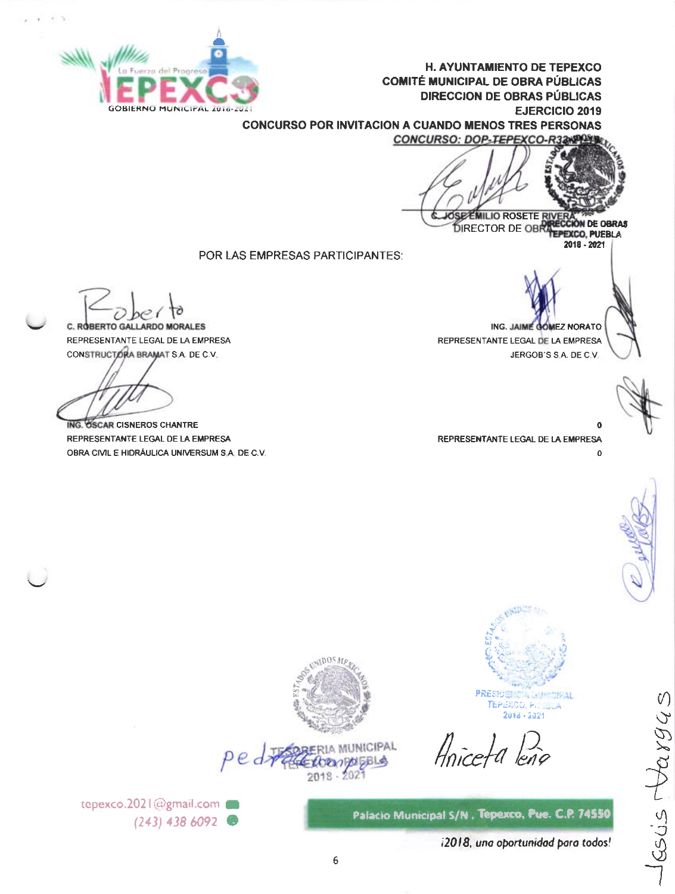**H. AYUNTAMIENTO DE TEPEXCO**
**COMITÉ MUNICIPAL DE OBRA PÚBLICAS**
**DIRECCION DE OBRAS PÚBLICAS**
**EJERCICIO 2019**
**CONCURSO POR INVITACION A CUANDO MENOS TRES PERSONAS**
**CONCURSO: DOP-TEPEXCO-R33-009-19**

C. JOSE EMILIO ROSETE RIVERA
DIRECTOR DE OBRAS

DIRECCIÓN DE OBRAS
TEPEXCO, PUEBLA
2018 - 2021

POR LAS EMPRESAS PARTICIPANTES:

C. ROBERTO GALLARDO MORALES
REPRESENTANTE LEGAL DE LA EMPRESA
CONSTRUCTORA BRAMAT S.A. DE C.V.

ING. JAIME GOMEZ NORATO
REPRESENTANTE LEGAL DE LA EMPRESA
JERGOB'S S.A. DE C.V.

ING. OSCAR CISNEROS CHANTRE
REPRESENTANTE LEGAL DE LA EMPRESA
OBRA CIVIL E HIDRÁULICA UNIVERSUM S.A. DE C.V.

0
REPRESENTANTE LEGAL DE LA EMPRESA
0

TESORERIA MUNICIPAL
TEPEXCO, PUEBLA
2018 - 2021

PRESIDENCIA MUNICIPAL
TEPEXCO, PUEBLA
2018 - 2021

tepexco.2021@gmail.com
(243) 438 6092

Palacio Municipal S/N , Tepexco, Pue. C.P. 74550

*¡2018, una oportunidad para todos!*